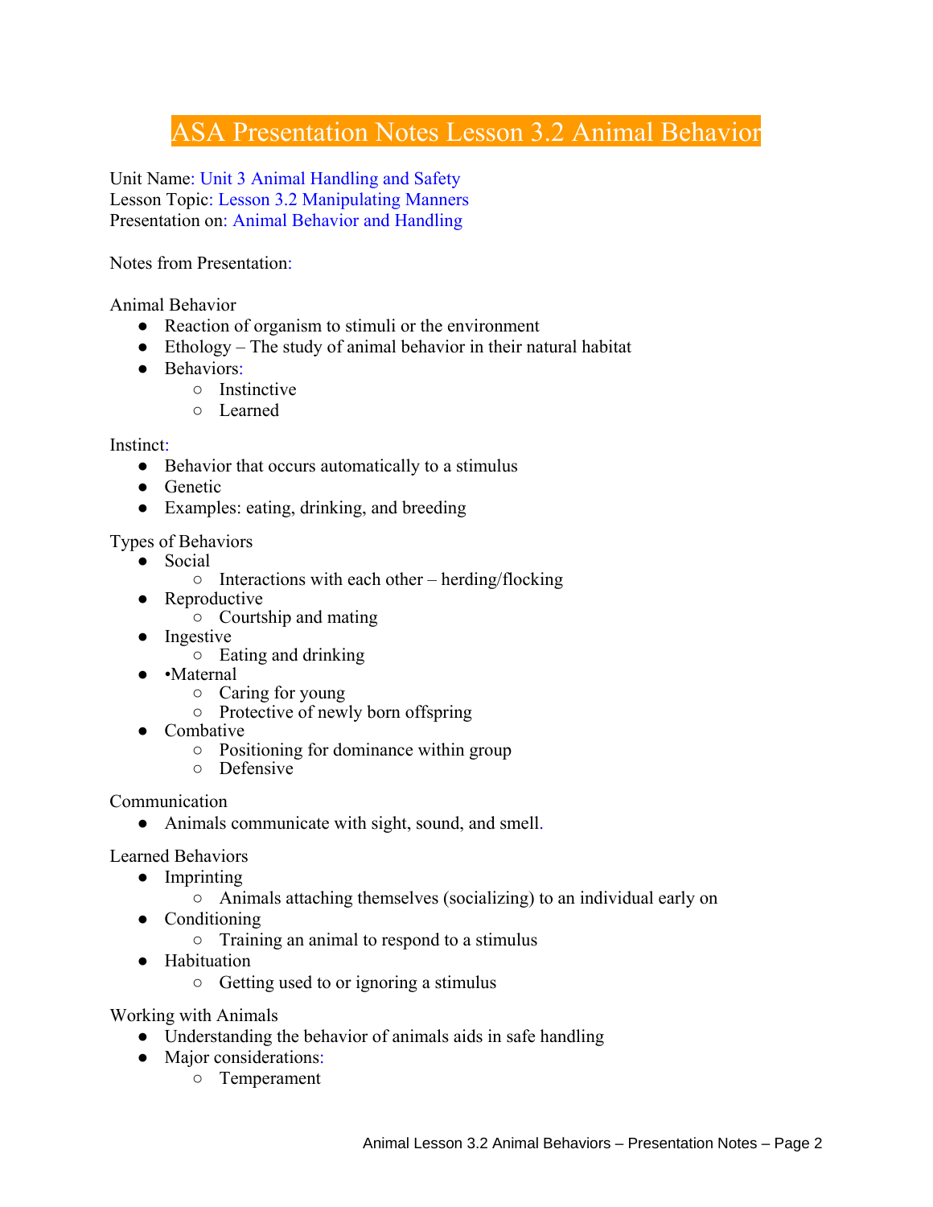# ASA Presentation Notes Lesson 3.2 Animal Behavior

Unit Name: Unit 3 Animal Handling and Safety
Lesson Topic: Lesson 3.2 Manipulating Manners
Presentation on: Animal Behavior and Handling

Notes from Presentation:

Animal Behavior

- Reaction of organism to stimuli or the environment
- Ethology – The study of animal behavior in their natural habitat
- Behaviors:
  - Instinctive
  - Learned

Instinct:

- Behavior that occurs automatically to a stimulus
- Genetic
- Examples: eating, drinking, and breeding

Types of Behaviors

- Social
  - Interactions with each other – herding/flocking
- Reproductive
  - Courtship and mating
- Ingestive
  - Eating and drinking
- •Maternal
  - Caring for young
  - Protective of newly born offspring
- Combative
  - Positioning for dominance within group
  - Defensive

Communication

- Animals communicate with sight, sound, and smell.

Learned Behaviors

- Imprinting
  - Animals attaching themselves (socializing) to an individual early on
- Conditioning
  - Training an animal to respond to a stimulus
- Habituation
  - Getting used to or ignoring a stimulus

Working with Animals

- Understanding the behavior of animals aids in safe handling
- Major considerations:
  - Temperament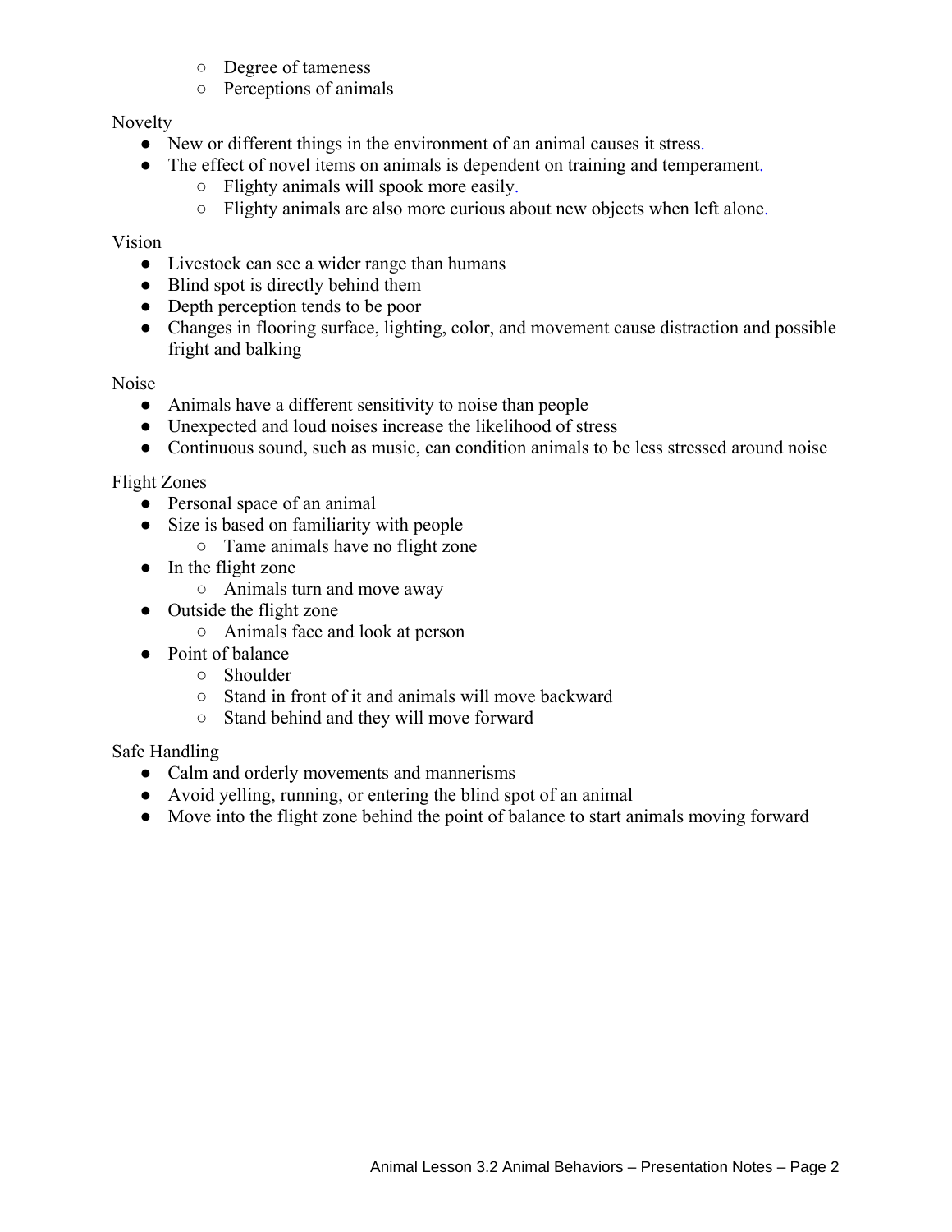- Degree of tameness
    - Perceptions of animals

Novelty

- New or different things in the environment of an animal causes it stress.
- The effect of novel items on animals is dependent on training and temperament.
    - Flighty animals will spook more easily.
    - Flighty animals are also more curious about new objects when left alone.

Vision

- Livestock can see a wider range than humans
- Blind spot is directly behind them
- Depth perception tends to be poor
- Changes in flooring surface, lighting, color, and movement cause distraction and possible fright and balking

Noise

- Animals have a different sensitivity to noise than people
- Unexpected and loud noises increase the likelihood of stress
- Continuous sound, such as music, can condition animals to be less stressed around noise

Flight Zones

- Personal space of an animal
- Size is based on familiarity with people
    - Tame animals have no flight zone
- In the flight zone
    - Animals turn and move away
- Outside the flight zone
    - Animals face and look at person
- Point of balance
    - Shoulder
    - Stand in front of it and animals will move backward
    - Stand behind and they will move forward

Safe Handling

- Calm and orderly movements and mannerisms
- Avoid yelling, running, or entering the blind spot of an animal
- Move into the flight zone behind the point of balance to start animals moving forward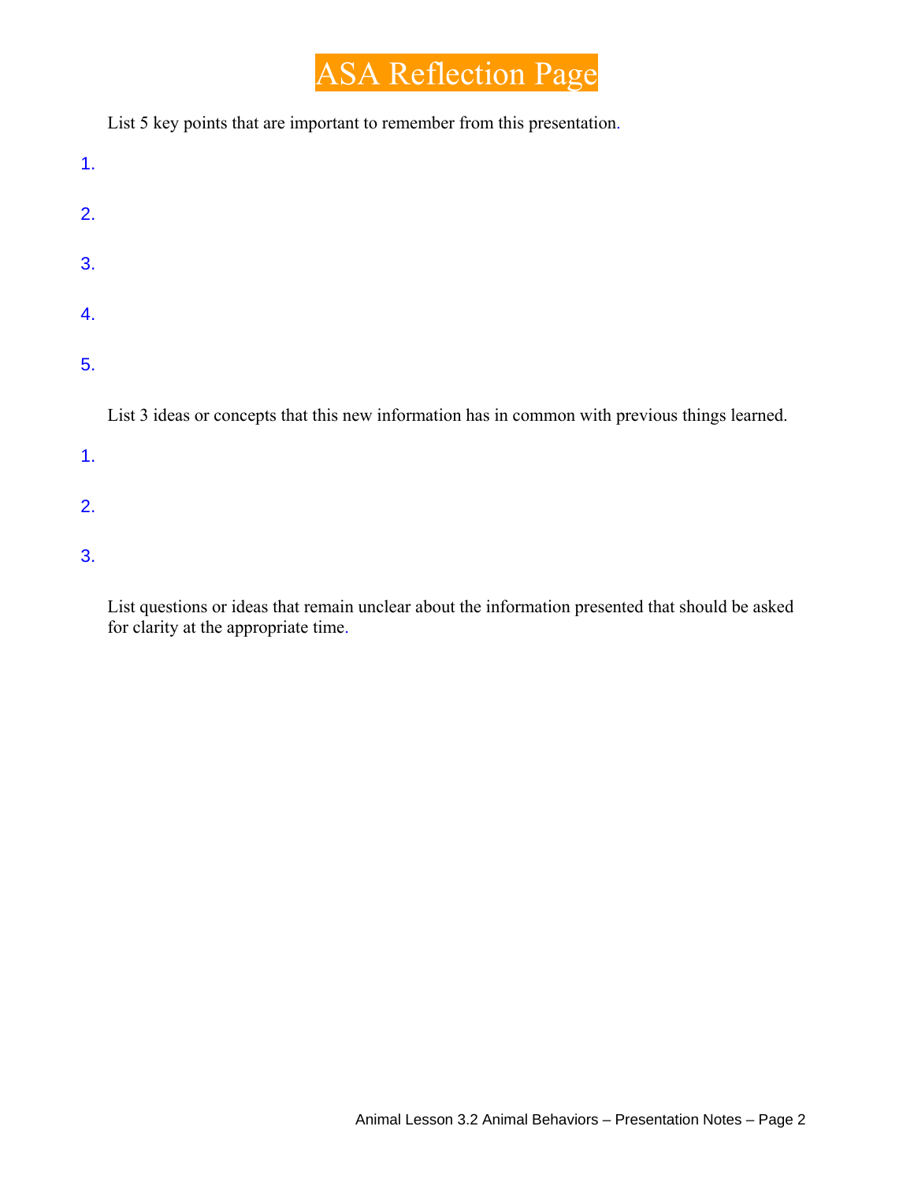# ASA Reflection Page

List 5 key points that are important to remember from this presentation.

1.

2.

3.

4.

5.

List 3 ideas or concepts that this new information has in common with previous things learned.

1.

2.

3.

List questions or ideas that remain unclear about the information presented that should be asked for clarity at the appropriate time.